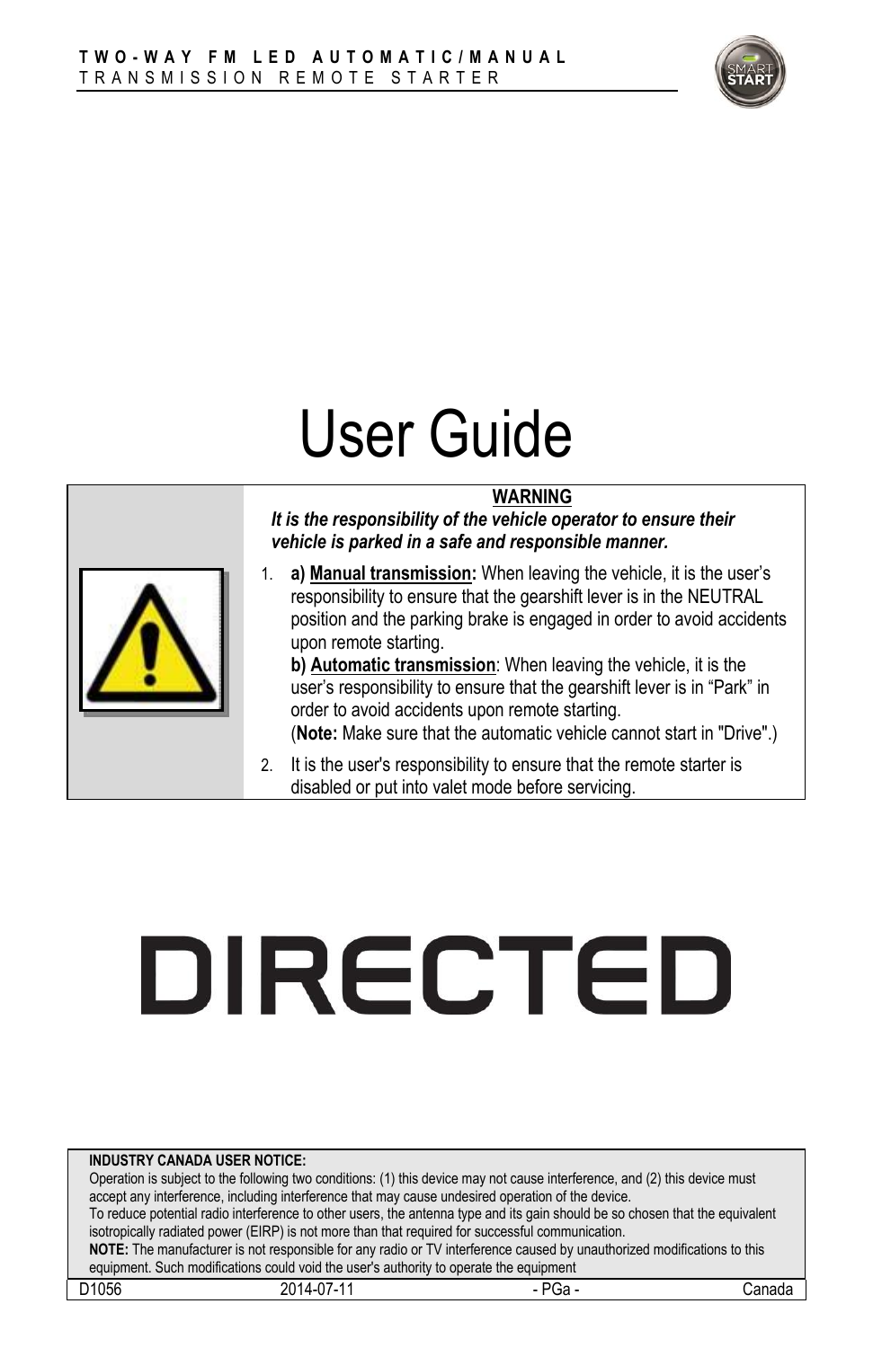**TWO-WAY FM LED AUTOMATIC/MANUAL**
**TRANSMISSION REMOTE STARTER**

# User Guide

**WARNING**

***It is the responsibility of the vehicle operator to ensure their vehicle is parked in a safe and responsible manner.***

1. **a) Manual transmission:** When leaving the vehicle, it is the user's responsibility to ensure that the gearshift lever is in the NEUTRAL position and the parking brake is engaged in order to avoid accidents upon remote starting.
   **b) Automatic transmission**: When leaving the vehicle, it is the user's responsibility to ensure that the gearshift lever is in "Park" in order to avoid accidents upon remote starting.
   (**Note:** Make sure that the automatic vehicle cannot start in "Drive".)
2. It is the user's responsibility to ensure that the remote starter is disabled or put into valet mode before servicing.

DIRECTED

**INDUSTRY CANADA USER NOTICE:**
Operation is subject to the following two conditions: (1) this device may not cause interference, and (2) this device must accept any interference, including interference that may cause undesired operation of the device.
To reduce potential radio interference to other users, the antenna type and its gain should be so chosen that the equivalent isotropically radiated power (EIRP) is not more than that required for successful communication.
**NOTE:** The manufacturer is not responsible for any radio or TV interference caused by unauthorized modifications to this equipment. Such modifications could void the user's authority to operate the equipment

| D1056 | 2014-07-11 | - PGa - | Canada |
| --- | --- | --- | --- |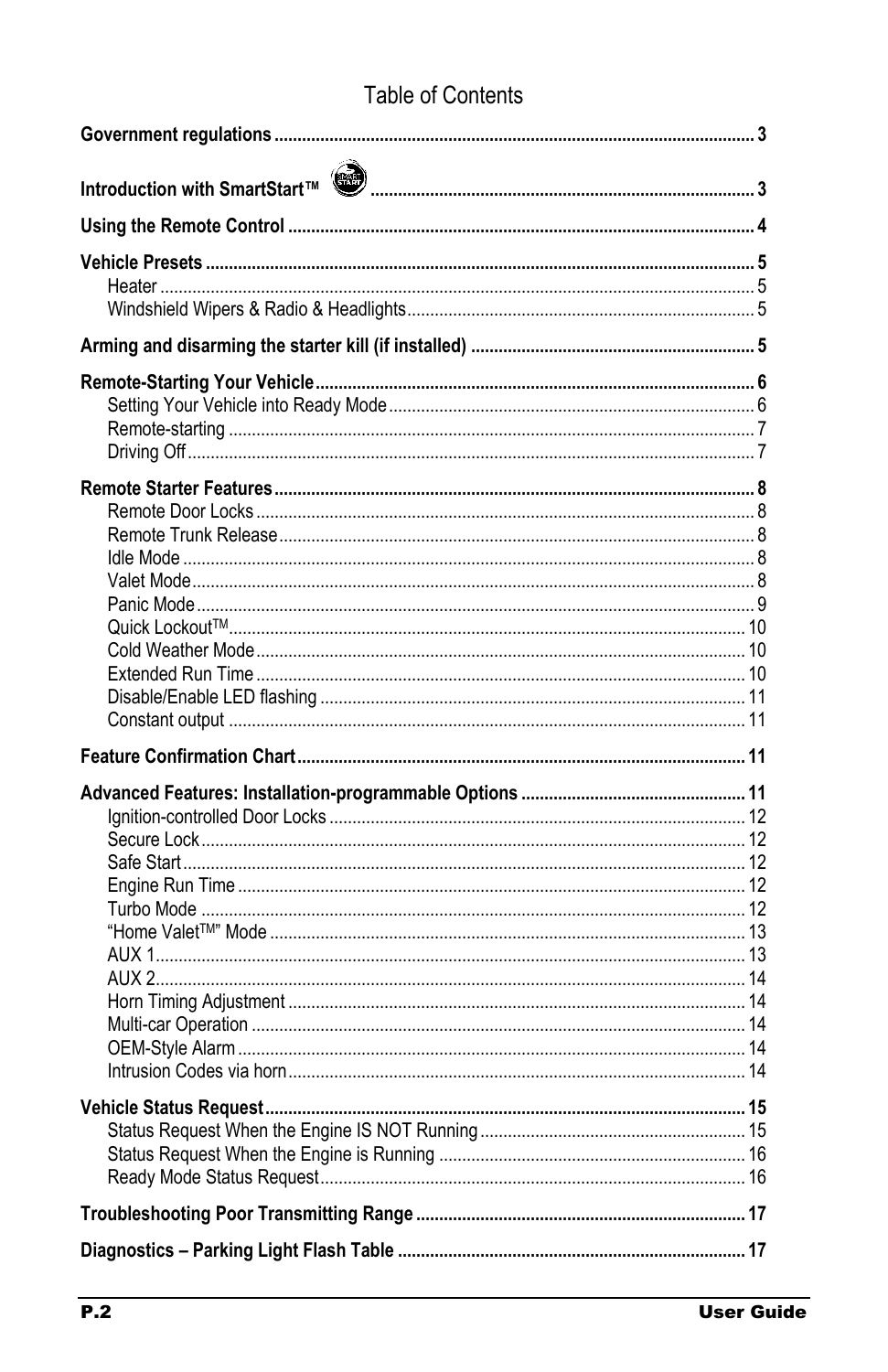# Table of Contents

**Government regulations** ........................................................................ 3

**Introduction with SmartStart™** ........................................................................ 3

**Using the Remote Control** ........................................................................ 4

**Vehicle Presets** ........................................................................ 5

- Heater ........................................................................ 5
- Windshield Wipers & Radio & Headlights ........................................................................ 5

**Arming and disarming the starter kill (if installed)** ........................................................................ 5

**Remote-Starting Your Vehicle** ........................................................................ 6

- Setting Your Vehicle into Ready Mode ........................................................................ 6
- Remote-starting ........................................................................ 7
- Driving Off ........................................................................ 7

**Remote Starter Features** ........................................................................ 8

- Remote Door Locks ........................................................................ 8
- Remote Trunk Release ........................................................................ 8
- Idle Mode ........................................................................ 8
- Valet Mode ........................................................................ 8
- Panic Mode ........................................................................ 9
- Quick Lockout™ ........................................................................ 10
- Cold Weather Mode ........................................................................ 10
- Extended Run Time ........................................................................ 10
- Disable/Enable LED flashing ........................................................................ 11
- Constant output ........................................................................ 11

**Feature Confirmation Chart** ........................................................................ 11

**Advanced Features: Installation-programmable Options** ........................................................................ 11

- Ignition-controlled Door Locks ........................................................................ 12
- Secure Lock ........................................................................ 12
- Safe Start ........................................................................ 12
- Engine Run Time ........................................................................ 12
- Turbo Mode ........................................................................ 12
- "Home Valet™" Mode ........................................................................ 13
- AUX 1 ........................................................................ 13
- AUX 2 ........................................................................ 14
- Horn Timing Adjustment ........................................................................ 14
- Multi-car Operation ........................................................................ 14
- OEM-Style Alarm ........................................................................ 14
- Intrusion Codes via horn ........................................................................ 14

**Vehicle Status Request** ........................................................................ 15

- Status Request When the Engine IS NOT Running ........................................................................ 15
- Status Request When the Engine is Running ........................................................................ 16
- Ready Mode Status Request ........................................................................ 16

**Troubleshooting Poor Transmitting Range** ........................................................................ 17

**Diagnostics – Parking Light Flash Table** ........................................................................ 17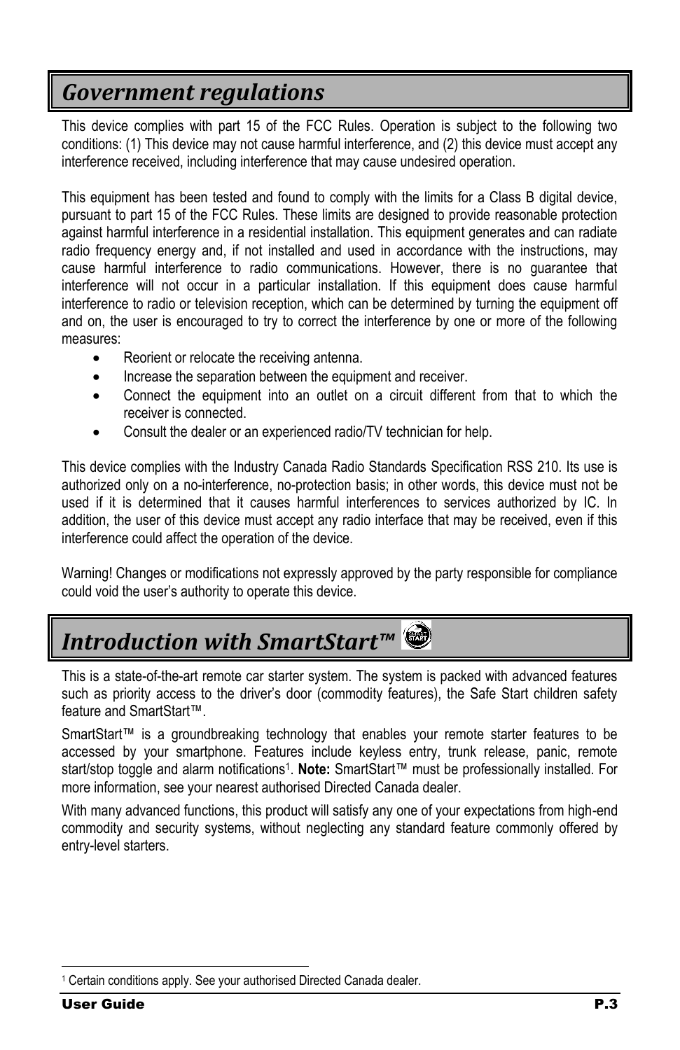# Government regulations

This device complies with part 15 of the FCC Rules. Operation is subject to the following two conditions: (1) This device may not cause harmful interference, and (2) this device must accept any interference received, including interference that may cause undesired operation.

This equipment has been tested and found to comply with the limits for a Class B digital device, pursuant to part 15 of the FCC Rules. These limits are designed to provide reasonable protection against harmful interference in a residential installation. This equipment generates and can radiate radio frequency energy and, if not installed and used in accordance with the instructions, may cause harmful interference to radio communications. However, there is no guarantee that interference will not occur in a particular installation. If this equipment does cause harmful interference to radio or television reception, which can be determined by turning the equipment off and on, the user is encouraged to try to correct the interference by one or more of the following measures:

- Reorient or relocate the receiving antenna.
- Increase the separation between the equipment and receiver.
- Connect the equipment into an outlet on a circuit different from that to which the receiver is connected.
- Consult the dealer or an experienced radio/TV technician for help.

This device complies with the Industry Canada Radio Standards Specification RSS 210. Its use is authorized only on a no-interference, no-protection basis; in other words, this device must not be used if it is determined that it causes harmful interferences to services authorized by IC. In addition, the user of this device must accept any radio interface that may be received, even if this interference could affect the operation of the device.

Warning! Changes or modifications not expressly approved by the party responsible for compliance could void the user's authority to operate this device.

# Introduction with SmartStart™

This is a state-of-the-art remote car starter system. The system is packed with advanced features such as priority access to the driver's door (commodity features), the Safe Start children safety feature and SmartStart™.

SmartStart™ is a groundbreaking technology that enables your remote starter features to be accessed by your smartphone. Features include keyless entry, trunk release, panic, remote start/stop toggle and alarm notifications[1]. **Note:** SmartStart™ must be professionally installed. For more information, see your nearest authorised Directed Canada dealer.

With many advanced functions, this product will satisfy any one of your expectations from high-end commodity and security systems, without neglecting any standard feature commonly offered by entry-level starters.

[1] Certain conditions apply. See your authorised Directed Canada dealer.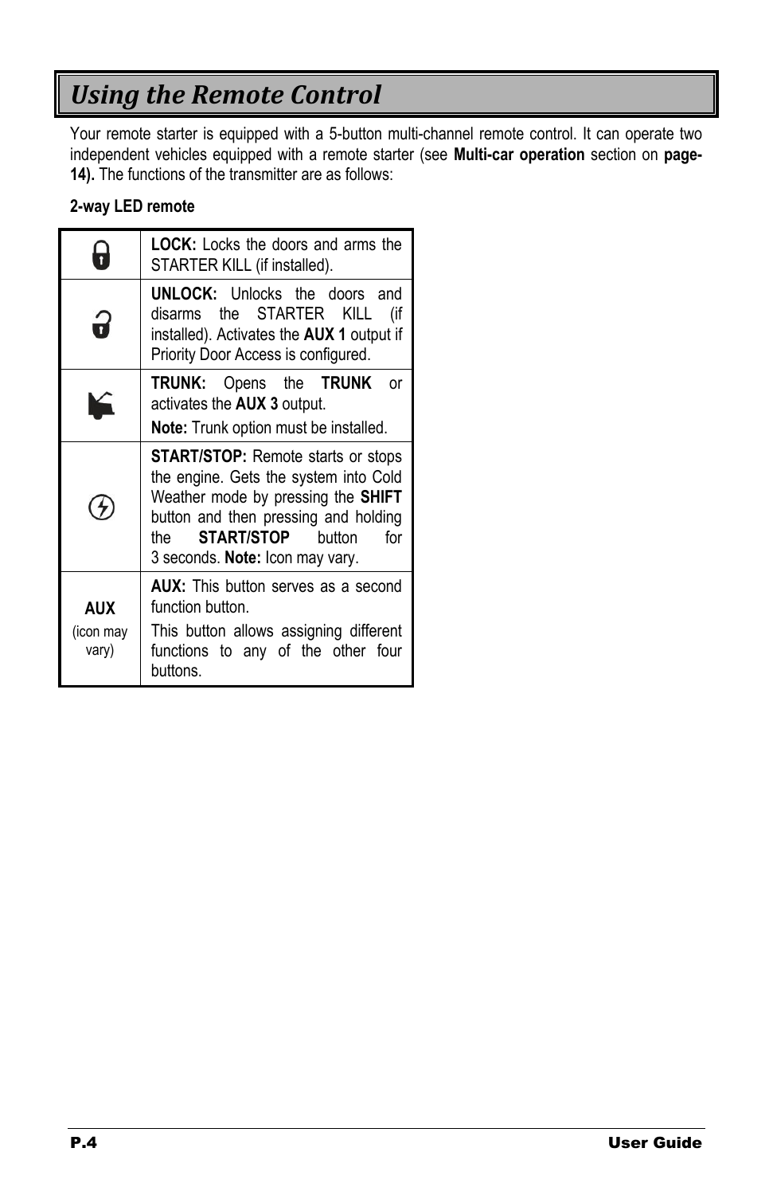# *Using the Remote Control*

Your remote starter is equipped with a 5-button multi-channel remote control. It can operate two independent vehicles equipped with a remote starter (see **Multi-car operation** section on **page-14).** The functions of the transmitter as follows:

**2-way LED remote**

| | |
|---|---|
| 🔒 | **LOCK:** Locks the doors and arms the STARTER KILL (if installed). |
| 🔓 | **UNLOCK:** Unlocks the doors and disarms the STARTER KILL (if installed). Activates the **AUX 1** output if Priority Door Access is configured. |
| | **TRUNK:** Opens the **TRUNK** or activates the **AUX 3** output. **Note:** Trunk option must be installed. |
| | **START/STOP:** Remote starts or stops the engine. Gets the system into Cold Weather mode by pressing the **SHIFT** button and then pressing and holding the **START/STOP** button for 3 seconds. **Note:** Icon may vary. |
| **AUX** (icon may vary) | **AUX:** This button serves as a second function button. This button allows assigning different functions to any of the other four buttons. |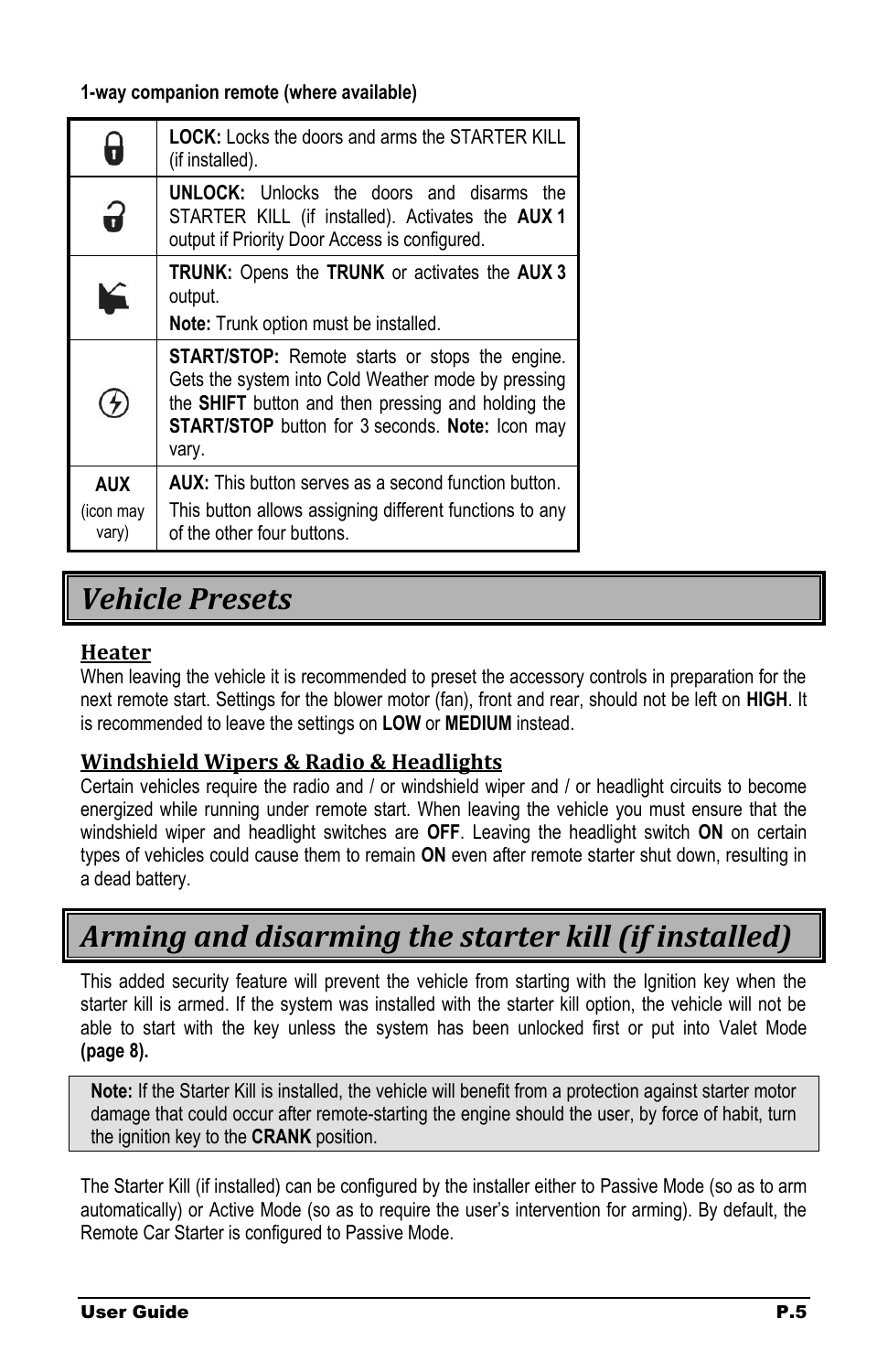**1-way companion remote (where available)**

| | |
|---|---|
| | **LOCK:** Locks the doors and arms the STARTER KILL (if installed). |
| | **UNLOCK:** Unlocks the doors and disarms the STARTER KILL (if installed). Activates the **AUX 1** output if Priority Door Access is configured. |
| | **TRUNK:** Opens the **TRUNK** or activates the **AUX 3** output.<br>**Note:** Trunk option must be installed. |
| | **START/STOP:** Remote starts or stops the engine. Gets the system into Cold Weather mode by pressing the **SHIFT** button and then pressing and holding the **START/STOP** button for 3 seconds. **Note:** Icon may vary. |
| **AUX** (icon may vary) | **AUX:** This button serves as a second function button.<br>This button allows assigning different functions to any of the other four buttons. |

# *Vehicle Presets*

## Heater

When leaving the vehicle it is recommended to preset the accessory controls in preparation for the next remote start. Settings for the blower motor (fan), front and rear, should not be left on **HIGH**. It is recommended to leave the settings on **LOW** or **MEDIUM** instead.

## Windshield Wipers & Radio & Headlights

Certain vehicles require the radio and / or windshield wiper and / or headlight circuits to become energized while running under remote start. When leaving the vehicle you must ensure that the windshield wiper and headlight switches are **OFF**. Leaving the headlight switch **ON** on certain types of vehicles could cause them to remain **ON** even after remote starter shut down, resulting in a dead battery.

# *Arming and disarming the starter kill (if installed)*

This added security feature will prevent the vehicle from starting with the Ignition key when the starter kill is armed. If the system was installed with the starter kill option, the vehicle will not be able to start with the key unless the system has been unlocked first or put into Valet Mode **(page 8).**

**Note:** If the Starter Kill is installed, the vehicle will benefit from a protection against starter motor damage that could occur after remote-starting the engine should the user, by force of habit, turn the ignition key to the **CRANK** position.

The Starter Kill (if installed) can be configured by the installer either to Passive Mode (so as to arm automatically) or Active Mode (so as to require the user's intervention for arming). By default, the Remote Car Starter is configured to Passive Mode.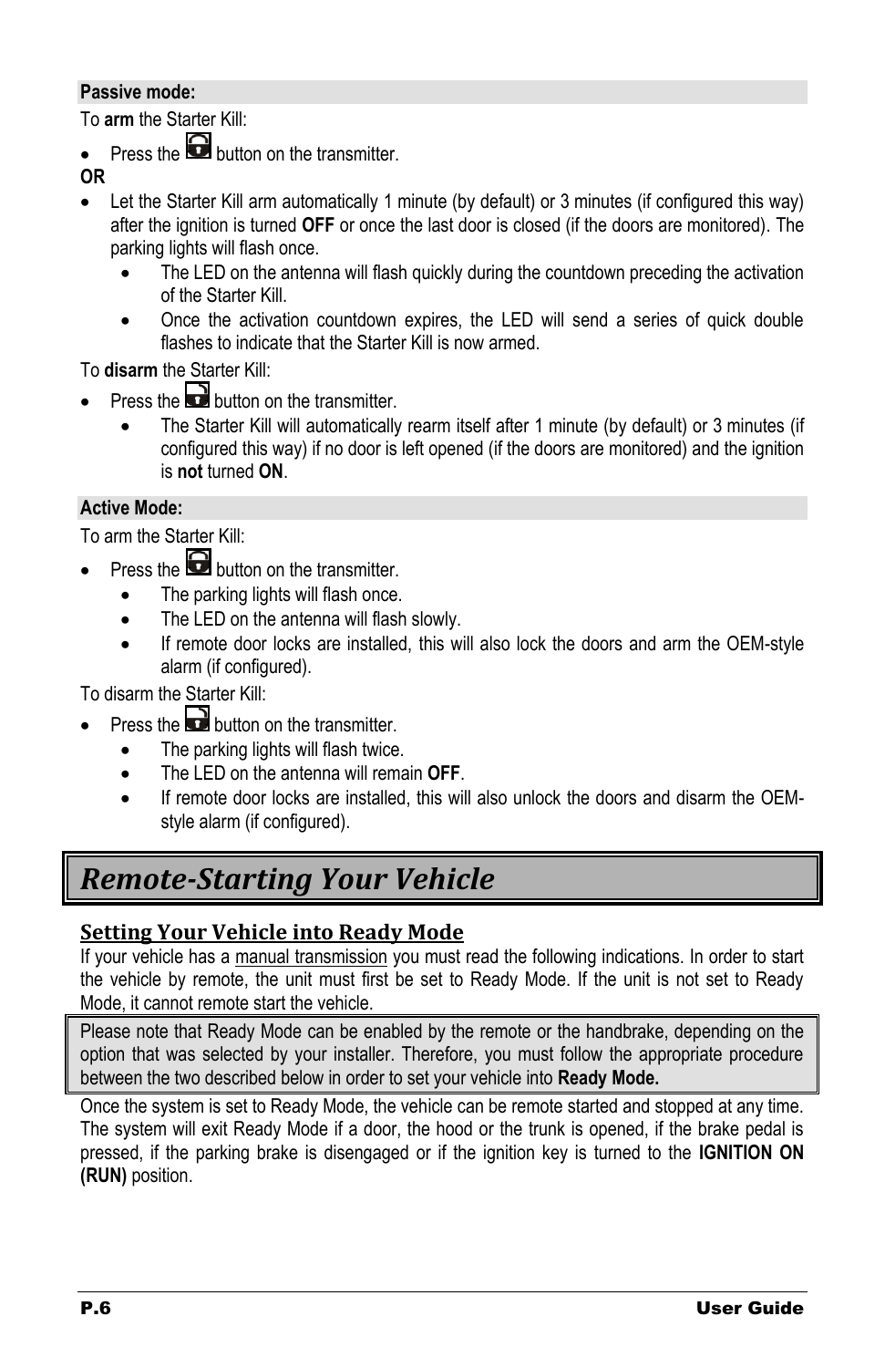**Passive mode:**

To **arm** the Starter Kill:

- Press the button on the transmitter.

**OR**

- Let the Starter Kill arm automatically 1 minute (by default) or 3 minutes (if configured this way) after the ignition is turned **OFF** or once the last door is closed (if the doors are monitored). The parking lights will flash once.
  - The LED on the antenna will flash quickly during the countdown preceding the activation of the Starter Kill.
  - Once the activation countdown expires, the LED will send a series of quick double flashes to indicate that the Starter Kill is now armed.

To **disarm** the Starter Kill:

- Press the button on the transmitter.
  - The Starter Kill will automatically rearm itself after 1 minute (by default) or 3 minutes (if configured this way) if no door is left opened (if the doors are monitored) and the ignition is **not** turned **ON**.

**Active Mode:**

To arm the Starter Kill:

- Press the button on the transmitter.
  - The parking lights will flash once.
  - The LED on the antenna will flash slowly.
  - If remote door locks are installed, this will also lock the doors and arm the OEM-style alarm (if configured).

To disarm the Starter Kill:

- Press the button on the transmitter.
  - The parking lights will flash twice.
  - The LED on the antenna will remain **OFF**.
  - If remote door locks are installed, this will also unlock the doors and disarm the OEM-style alarm (if configured).

# *Remote-Starting Your Vehicle*

## Setting Your Vehicle into Ready Mode

If your vehicle has a manual transmission you must read the following indications. In order to start the vehicle by remote, the unit must first be set to Ready Mode. If the unit is not set to Ready Mode, it cannot remote start the vehicle.

> Please note that Ready Mode can be enabled by the remote or the handbrake, depending on the option that was selected by your installer. Therefore, you must follow the appropriate procedure between the two described below in order to set your vehicle into **Ready Mode.**

Once the system is set to Ready Mode, the vehicle can be remote started and stopped at any time. The system will exit Ready Mode if a door, the hood or the trunk is opened, if the brake pedal is pressed, if the parking brake is disengaged or if the ignition key is turned to the **IGNITION ON (RUN)** position.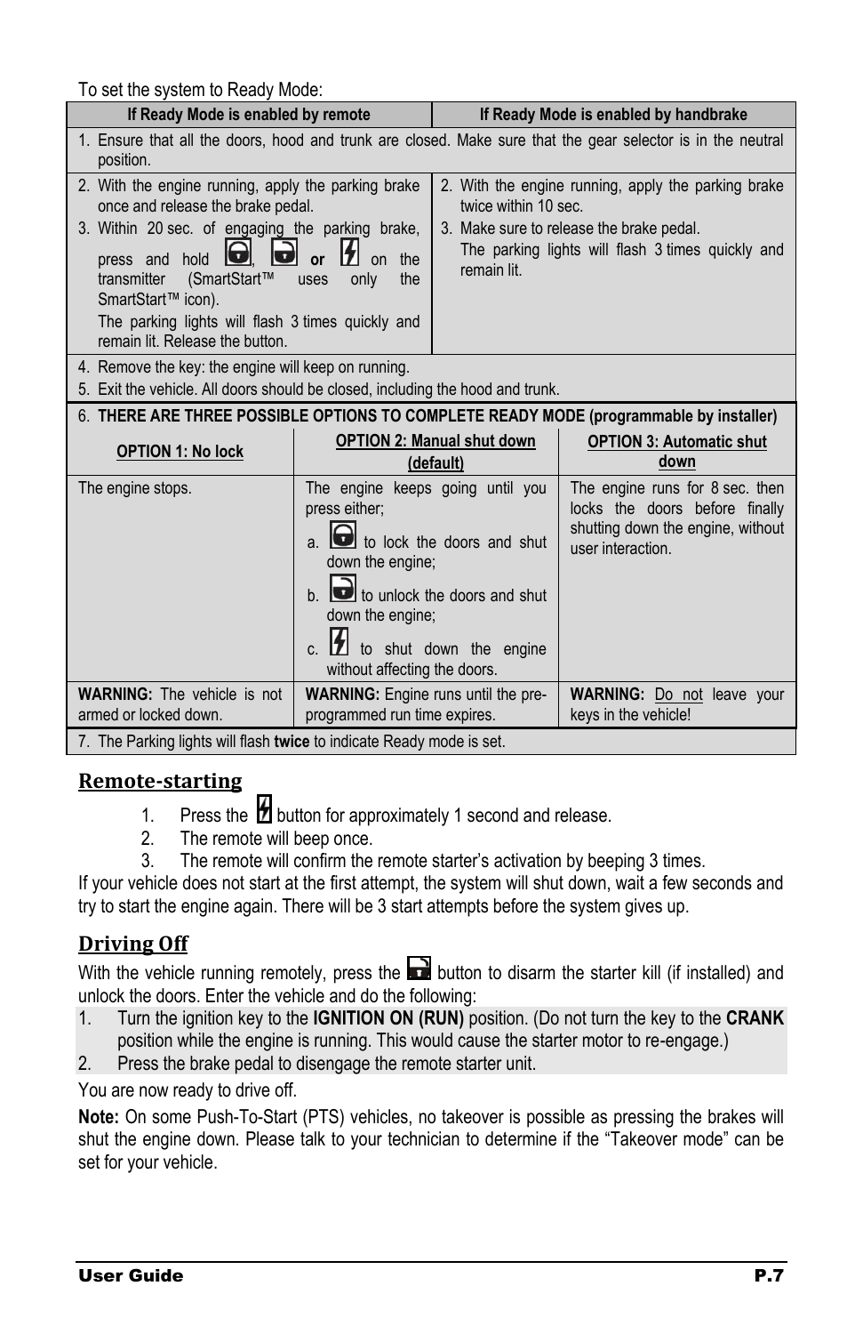To set the system to Ready Mode:

| If Ready Mode is enabled by remote | If Ready Mode is enabled by handbrake |
|---|---|
| 1. Ensure that all the doors, hood and trunk are closed. Make sure that the gear selector is in the neutral position. | |
| 2. With the engine running, apply the parking brake once and release the brake pedal.<br>3. Within 20 sec. of engaging the parking brake, press and hold (lock), (unlock) **or** (SmartStart) on the transmitter (SmartStart™ uses only the SmartStart™ icon).<br>The parking lights will flash 3 times quickly and remain lit. Release the button. | 2. With the engine running, apply the parking brake twice within 10 sec.<br>3. Make sure to release the brake pedal.<br>The parking lights will flash 3 times quickly and remain lit. |
| 4. Remove the key: the engine will keep on running.<br>5. Exit the vehicle. All doors should be closed, including the hood and trunk. | |

6. **THERE ARE THREE POSSIBLE OPTIONS TO COMPLETE READY MODE (programmable by installer)**

| **OPTION 1: No lock** | **OPTION 2: Manual shut down (default)** | **OPTION 3: Automatic shut down** |
|---|---|---|
| The engine stops. | The engine keeps going until you press either;<br>a. (lock) to lock the doors and shut down the engine;<br>b. (unlock) to unlock the doors and shut down the engine;<br>c. (start) to shut down the engine without affecting the doors. | The engine runs for 8 sec. then locks the doors before finally shutting down the engine, without user interaction. |
| **WARNING:** The vehicle is not armed or locked down. | **WARNING:** Engine runs until the pre-programmed run time expires. | **WARNING:** Do not leave your keys in the vehicle! |

7. The Parking lights will flash **twice** to indicate Ready mode is set.

## Remote-starting

1. Press the (start) button for approximately 1 second and release.
2. The remote will beep once.
3. The remote will confirm the remote starter's activation by beeping 3 times.

If your vehicle does not start at the first attempt, the system will shut down, wait a few seconds and try to start the engine again. There will be 3 start attempts before the system gives up.

## Driving Off

With the vehicle running remotely, press the (unlock) button to disarm the starter kill (if installed) and unlock the doors. Enter the vehicle and do the following:

1. Turn the ignition key to the **IGNITION ON (RUN)** position. (Do not turn the key to the **CRANK** position while the engine is running. This would cause the starter motor to re-engage.)
2. Press the brake pedal to disengage the remote starter unit.

You are now ready to drive off.

**Note:** On some Push-To-Start (PTS) vehicles, no takeover is possible as pressing the brakes will shut the engine down. Please talk to your technician to determine if the "Takeover mode" can be set for your vehicle.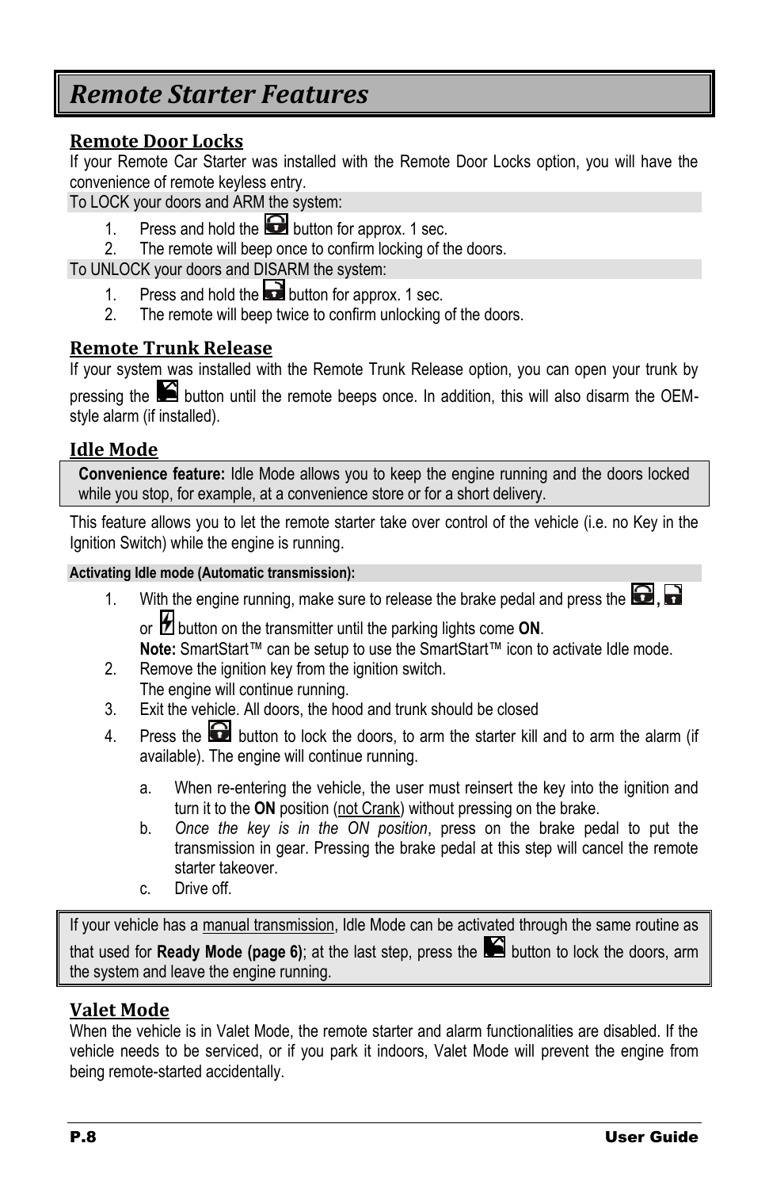# Remote Starter Features

## Remote Door Locks

If your Remote Car Starter was installed with the Remote Door Locks option, you will have the convenience of remote keyless entry.

To LOCK your doors and ARM the system:

1. Press and hold the button for approx. 1 sec.
2. The remote will beep once to confirm locking of the doors.

To UNLOCK your doors and DISARM the system:

1. Press and hold the button for approx. 1 sec.
2. The remote will beep twice to confirm unlocking of the doors.

## Remote Trunk Release

If your system was installed with the Remote Trunk Release option, you can open your trunk by pressing the button until the remote beeps once. In addition, this will also disarm the OEM-style alarm (if installed).

## Idle Mode

**Convenience feature:** Idle Mode allows you to keep the engine running and the doors locked while you stop, for example, at a convenience store or for a short delivery.

This feature allows you to let the remote starter take over control of the vehicle (i.e. no Key in the Ignition Switch) while the engine is running.

**Activating Idle mode (Automatic transmission):**

1. With the engine running, make sure to release the brake pedal and press the , or button on the transmitter until the parking lights come **ON**.
   **Note:** SmartStart™ can be setup to use the SmartStart™ icon to activate Idle mode.
2. Remove the ignition key from the ignition switch.
   The engine will continue running.
3. Exit the vehicle. All doors, the hood and trunk should be closed
4. Press the button to lock the doors, to arm the starter kill and to arm the alarm (if available). The engine will continue running.

   a. When re-entering the vehicle, the user must reinsert the key into the ignition and turn it to the **ON** position (not Crank) without pressing on the brake.
   b. *Once the key is in the ON position*, press on the brake pedal to put the transmission in gear. Pressing the brake pedal at this step will cancel the remote starter takeover.
   c. Drive off.

If your vehicle has a manual transmission, Idle Mode can be activated through the same routine as that used for **Ready Mode (page 6)**; at the last step, press the button to lock the doors, arm the system and leave the engine running.

## Valet Mode

When the vehicle is in Valet Mode, the remote starter and alarm functionalities are disabled. If the vehicle needs to be serviced, or if you park it indoors, Valet Mode will prevent the engine from being remote-started accidentally.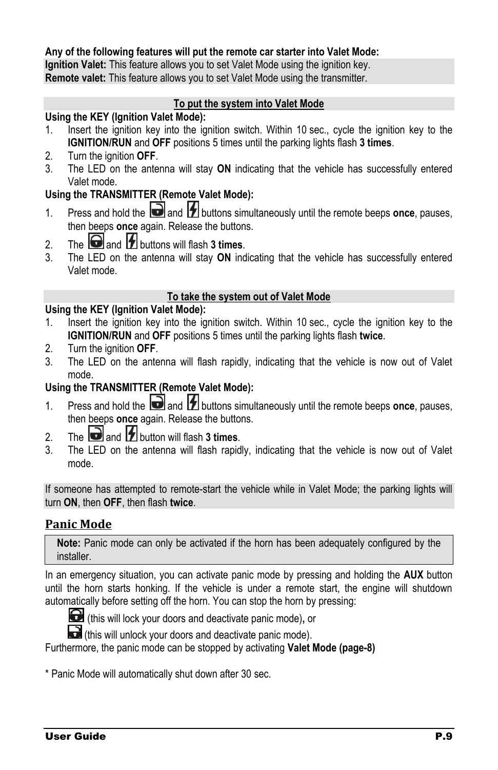**Any of the following features will put the remote car starter into Valet Mode:**

**Ignition Valet:** This feature allows you to set Valet Mode using the ignition key.

**Remote valet:** This feature allows you to set Valet Mode using the transmitter.

**To put the system into Valet Mode**

**Using the KEY (Ignition Valet Mode):**

1. Insert the ignition key into the ignition switch. Within 10 sec., cycle the ignition key to the **IGNITION/RUN** and **OFF** positions 5 times until the parking lights flash **3 times**.
2. Turn the ignition **OFF**.
3. The LED on the antenna will stay **ON** indicating that the vehicle has successfully entered Valet mode.

**Using the TRANSMITTER (Remote Valet Mode):**

1. Press and hold the and buttons simultaneously until the remote beeps **once**, pauses, then beeps **once** again. Release the buttons.
2. The and buttons will flash **3 times**.
3. The LED on the antenna will stay **ON** indicating that the vehicle has successfully entered Valet mode.

**To take the system out of Valet Mode**

**Using the KEY (Ignition Valet Mode):**

1. Insert the ignition key into the ignition switch. Within 10 sec., cycle the ignition key to the **IGNITION/RUN** and **OFF** positions 5 times until the parking lights flash **twice**.
2. Turn the ignition **OFF**.
3. The LED on the antenna will flash rapidly, indicating that the vehicle is now out of Valet mode.

**Using the TRANSMITTER (Remote Valet Mode):**

1. Press and hold the and buttons simultaneously until the remote beeps **once**, pauses, then beeps **once** again. Release the buttons.
2. The and button will flash **3 times**.
3. The LED on the antenna will flash rapidly, indicating that the vehicle is now out of Valet mode.

If someone has attempted to remote-start the vehicle while in Valet Mode; the parking lights will turn **ON**, then **OFF**, then flash **twice**.

## Panic Mode

**Note:** Panic mode can only be activated if the horn has been adequately configured by the installer.

In an emergency situation, you can activate panic mode by pressing and holding the **AUX** button until the horn starts honking. If the vehicle is under a remote start, the engine will shutdown automatically before setting off the horn. You can stop the horn by pressing:

(this will lock your doors and deactivate panic mode)**,** or

(this will unlock your doors and deactivate panic mode).

Furthermore, the panic mode can be stopped by activating **Valet Mode (page-8)**

* Panic Mode will automatically shut down after 30 sec.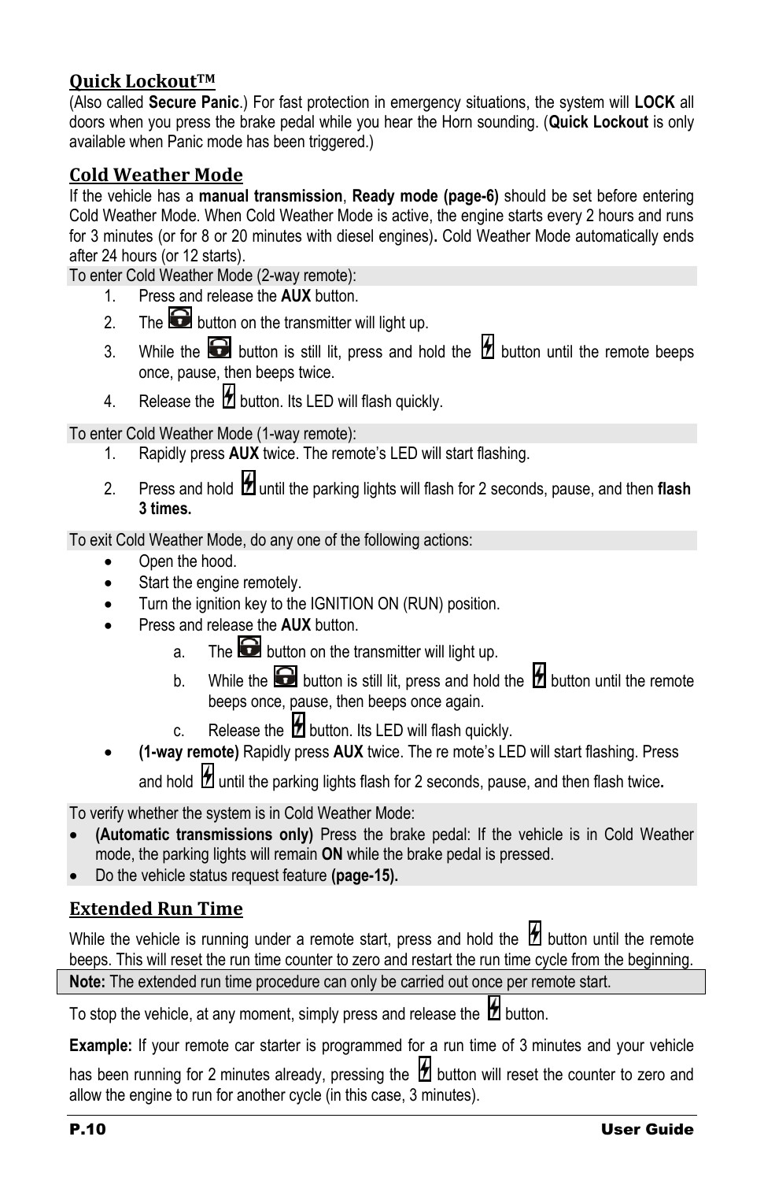### Quick Lockout™

(Also called **Secure Panic**.) For fast protection in emergency situations, the system will **LOCK** all doors when you press the brake pedal while you hear the Horn sounding. (**Quick Lockout** is only available when Panic mode has been triggered.)

### Cold Weather Mode

If the vehicle has a **manual transmission**, **Ready mode (page-6)** should be set before entering Cold Weather Mode. When Cold Weather Mode is active, the engine starts every 2 hours and runs for 3 minutes (or for 8 or 20 minutes with diesel engines). Cold Weather Mode automatically ends after 24 hours (or 12 starts).

To enter Cold Weather Mode (2-way remote):

1. Press and release the **AUX** button.
2. The button on the transmitter will light up.
3. While the button is still lit, press and hold the button until the remote beeps once, pause, then beeps twice.
4. Release the button. Its LED will flash quickly.

To enter Cold Weather Mode (1-way remote):

1. Rapidly press **AUX** twice. The remote's LED will start flashing.
2. Press and hold until the parking lights will flash for 2 seconds, pause, and then **flash 3 times.**

To exit Cold Weather Mode, do any one of the following actions:

- Open the hood.
- Start the engine remotely.
- Turn the ignition key to the IGNITION ON (RUN) position.
- Press and release the **AUX** button.
  a. The button on the transmitter will light up.
  b. While the button is still lit, press and hold the button until the remote beeps once, pause, then beeps once again.
  c. Release the button. Its LED will flash quickly.
- **(1-way remote)** Rapidly press **AUX** twice. The re mote's LED will start flashing. Press and hold until the parking lights flash for 2 seconds, pause, and then flash twice.

To verify whether the system is in Cold Weather Mode:

- **(Automatic transmissions only)** Press the brake pedal: If the vehicle is in Cold Weather mode, the parking lights will remain **ON** while the brake pedal is pressed.
- Do the vehicle status request feature **(page-15).**

### Extended Run Time

While the vehicle is running under a remote start, press and hold the button until the remote beeps. This will reset the run time counter to zero and restart the run time cycle from the beginning.

**Note:** The extended run time procedure can only be carried out once per remote start.

To stop the vehicle, at any moment, simply press and release the button.

**Example:** If your remote car starter is programmed for a run time of 3 minutes and your vehicle has been running for 2 minutes already, pressing the button will reset the counter to zero and allow the engine to run for another cycle (in this case, 3 minutes).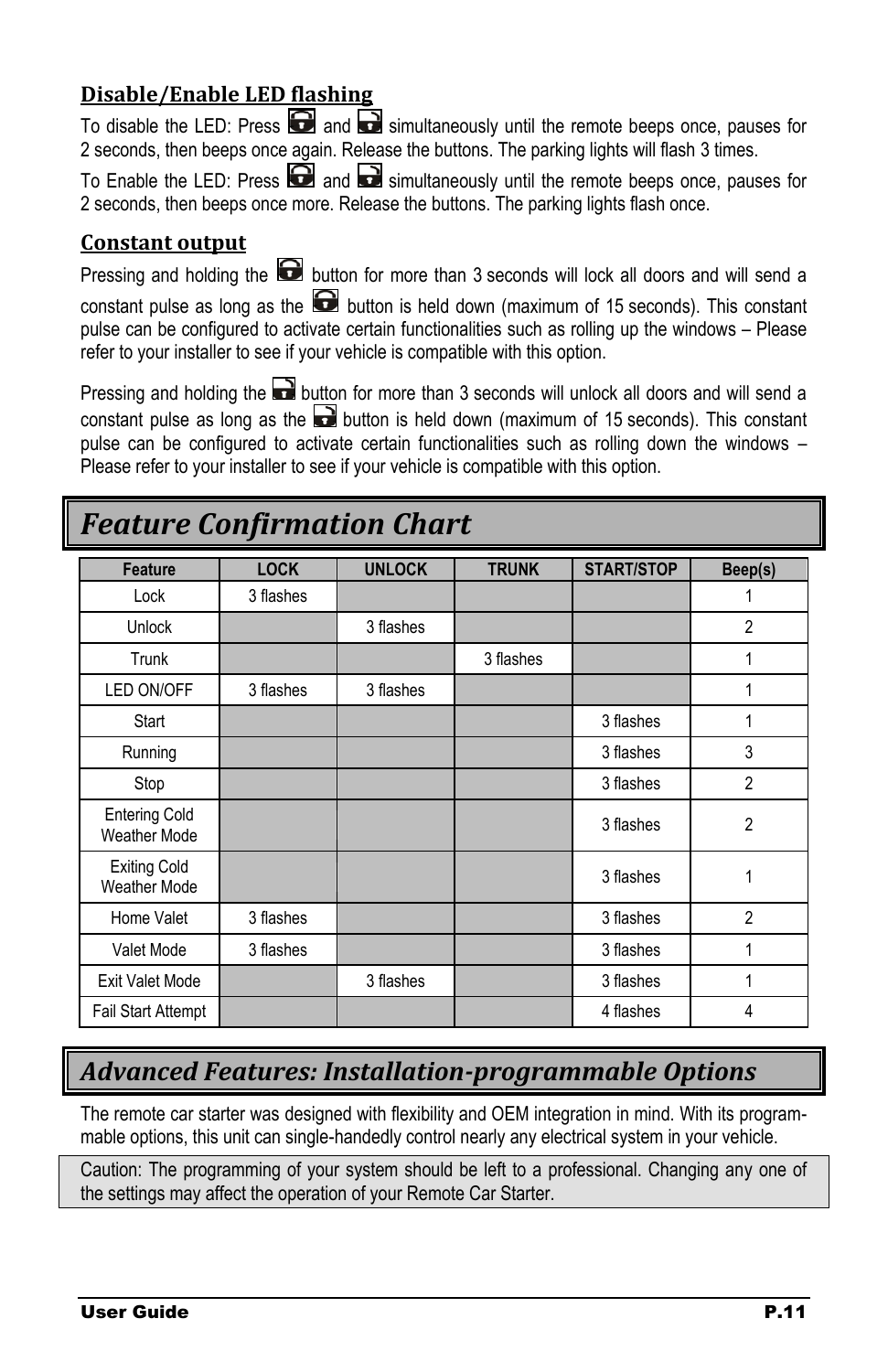### Disable/Enable LED flashing

To disable the LED: Press and simultaneously until the remote beeps once, pauses for 2 seconds, then beeps once again. Release the buttons. The parking lights will flash 3 times.

To Enable the LED: Press and simultaneously until the remote beeps once, pauses for 2 seconds, then beeps once more. Release the buttons. The parking lights flash once.

### Constant output

Pressing and holding the button for more than 3 seconds will lock all doors and will send a constant pulse as long as the button is held down (maximum of 15 seconds). This constant pulse can be configured to activate certain functionalities such as rolling up the windows – Please refer to your installer to see if your vehicle is compatible with this option.

Pressing and holding the button for more than 3 seconds will unlock all doors and will send a constant pulse as long as the button is held down (maximum of 15 seconds). This constant pulse can be configured to activate certain functionalities such as rolling down the windows – Please refer to your installer to see if your vehicle is compatible with this option.

## Feature Confirmation Chart

| Feature | LOCK | UNLOCK | TRUNK | START/STOP | Beep(s) |
|---|---|---|---|---|---|
| Lock | 3 flashes | | | | 1 |
| Unlock | | 3 flashes | | | 2 |
| Trunk | | | 3 flashes | | 1 |
| LED ON/OFF | 3 flashes | 3 flashes | | | 1 |
| Start | | | | 3 flashes | 1 |
| Running | | | | 3 flashes | 3 |
| Stop | | | | 3 flashes | 2 |
| Entering Cold Weather Mode | | | | 3 flashes | 2 |
| Exiting Cold Weather Mode | | | | 3 flashes | 1 |
| Home Valet | 3 flashes | | | 3 flashes | 2 |
| Valet Mode | 3 flashes | | | 3 flashes | 1 |
| Exit Valet Mode | | 3 flashes | | 3 flashes | 1 |
| Fail Start Attempt | | | | 4 flashes | 4 |

## Advanced Features: Installation-programmable Options

The remote car starter was designed with flexibility and OEM integration in mind. With its programmable options, this unit can single-handedly control nearly any electrical system in your vehicle.

Caution: The programming of your system should be left to a professional. Changing any one of the settings may affect the operation of your Remote Car Starter.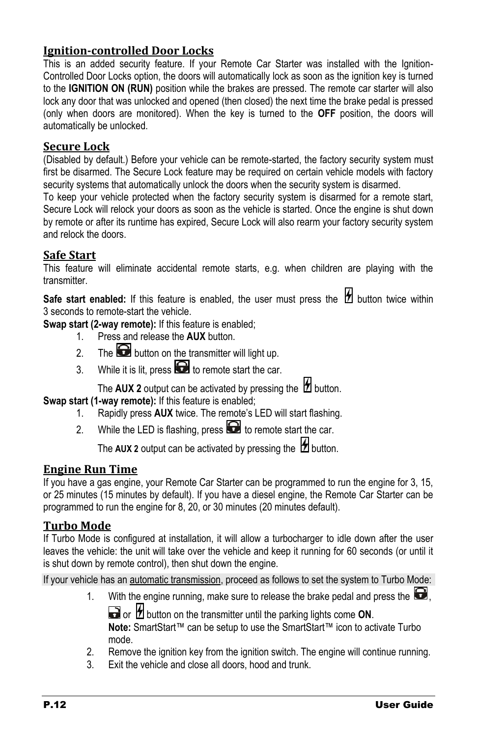## Ignition-controlled Door Locks

This is an added security feature. If your Remote Car Starter was installed with the Ignition-Controlled Door Locks option, the doors will automatically lock as soon as the ignition key is turned to the **IGNITION ON (RUN)** position while the brakes are pressed. The remote car starter will also lock any door that was unlocked and opened (then closed) the next time the brake pedal is pressed (only when doors are monitored). When the key is turned to the **OFF** position, the doors will automatically be unlocked.

## Secure Lock

(Disabled by default.) Before your vehicle can be remote-started, the factory security system must first be disarmed. The Secure Lock feature may be required on certain vehicle models with factory security systems that automatically unlock the doors when the security system is disarmed.

To keep your vehicle protected when the factory security system is disarmed for a remote start, Secure Lock will relock your doors as soon as the vehicle is started. Once the engine is shut down by remote or after its runtime has expired, Secure Lock will also rearm your factory security system and relock the doors.

## Safe Start

This feature will eliminate accidental remote starts, e.g. when children are playing with the transmitter.

**Safe start enabled:** If this feature is enabled, the user must press the button twice within 3 seconds to remote-start the vehicle.

**Swap start (2-way remote):** If this feature is enabled;

1. Press and release the **AUX** button.
2. The button on the transmitter will light up.
3. While it is lit, press to remote start the car.

   The **AUX 2** output can be activated by pressing the button.

**Swap start (1-way remote):** If this feature is enabled;

1. Rapidly press **AUX** twice. The remote's LED will start flashing.
2. While the LED is flashing, press to remote start the car.

   The **AUX 2** output can be activated by pressing the button.

## Engine Run Time

If you have a gas engine, your Remote Car Starter can be programmed to run the engine for 3, 15, or 25 minutes (15 minutes by default). If you have a diesel engine, the Remote Car Starter can be programmed to run the engine for 8, 20, or 30 minutes (20 minutes default).

## Turbo Mode

If Turbo Mode is configured at installation, it will allow a turbocharger to idle down after the user leaves the vehicle: the unit will take over the vehicle and keep it running for 60 seconds (or until it is shut down by remote control), then shut down the engine.

If your vehicle has an automatic transmission, proceed as follows to set the system to Turbo Mode:

1. With the engine running, make sure to release the brake pedal and press the , or button on the transmitter until the parking lights come **ON**.
   **Note:** SmartStart™ can be setup to use the SmartStart™ icon to activate Turbo mode.
2. Remove the ignition key from the ignition switch. The engine will continue running.
3. Exit the vehicle and close all doors, hood and trunk.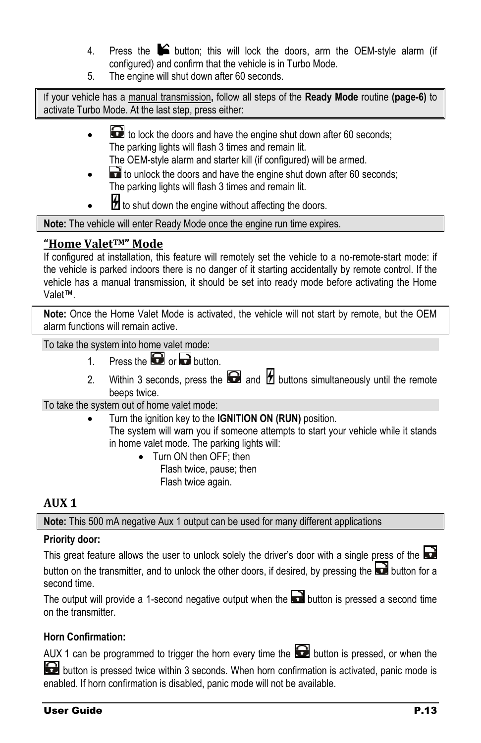4. Press the button; this will lock the doors, arm the OEM-style alarm (if configured) and confirm that the vehicle is in Turbo Mode.
5. The engine will shut down after 60 seconds.

If your vehicle has a manual transmission**,** follow all steps of the **Ready Mode** routine **(page-6)** to activate Turbo Mode. At the last step, press either:

- to lock the doors and have the engine shut down after 60 seconds; The parking lights will flash 3 times and remain lit. The OEM-style alarm and starter kill (if configured) will be armed.
- to unlock the doors and have the engine shut down after 60 seconds; The parking lights will flash 3 times and remain lit.
- to shut down the engine without affecting the doors.

**Note:** The vehicle will enter Ready Mode once the engine run time expires.

### "Home Valet™" Mode

If configured at installation, this feature will remotely set the vehicle to a no-remote-start mode: if the vehicle is parked indoors there is no danger of it starting accidentally by remote control. If the vehicle has a manual transmission, it should be set into ready mode before activating the Home Valet™.

**Note:** Once the Home Valet Mode is activated, the vehicle will not start by remote, but the OEM alarm functions will remain active.

To take the system into home valet mode:

1. Press the or button.
2. Within 3 seconds, press the and buttons simultaneously until the remote beeps twice.

To take the system out of home valet mode:

- Turn the ignition key to the **IGNITION ON (RUN)** position. The system will warn you if someone attempts to start your vehicle while it stands in home valet mode. The parking lights will:
  - Turn ON then OFF; then
    Flash twice, pause; then
    Flash twice again.

### AUX 1

**Note:** This 500 mA negative Aux 1 output can be used for many different applications

**Priority door:**

This great feature allows the user to unlock solely the driver's door with a single press of the button on the transmitter, and to unlock the other doors, if desired, by pressing the button for a second time.

The output will provide a 1-second negative output when the button is pressed a second time on the transmitter.

**Horn Confirmation:**

AUX 1 can be programmed to trigger the horn every time the button is pressed, or when the button is pressed twice within 3 seconds. When horn confirmation is activated, panic mode is enabled. If horn confirmation is disabled, panic mode will not be available.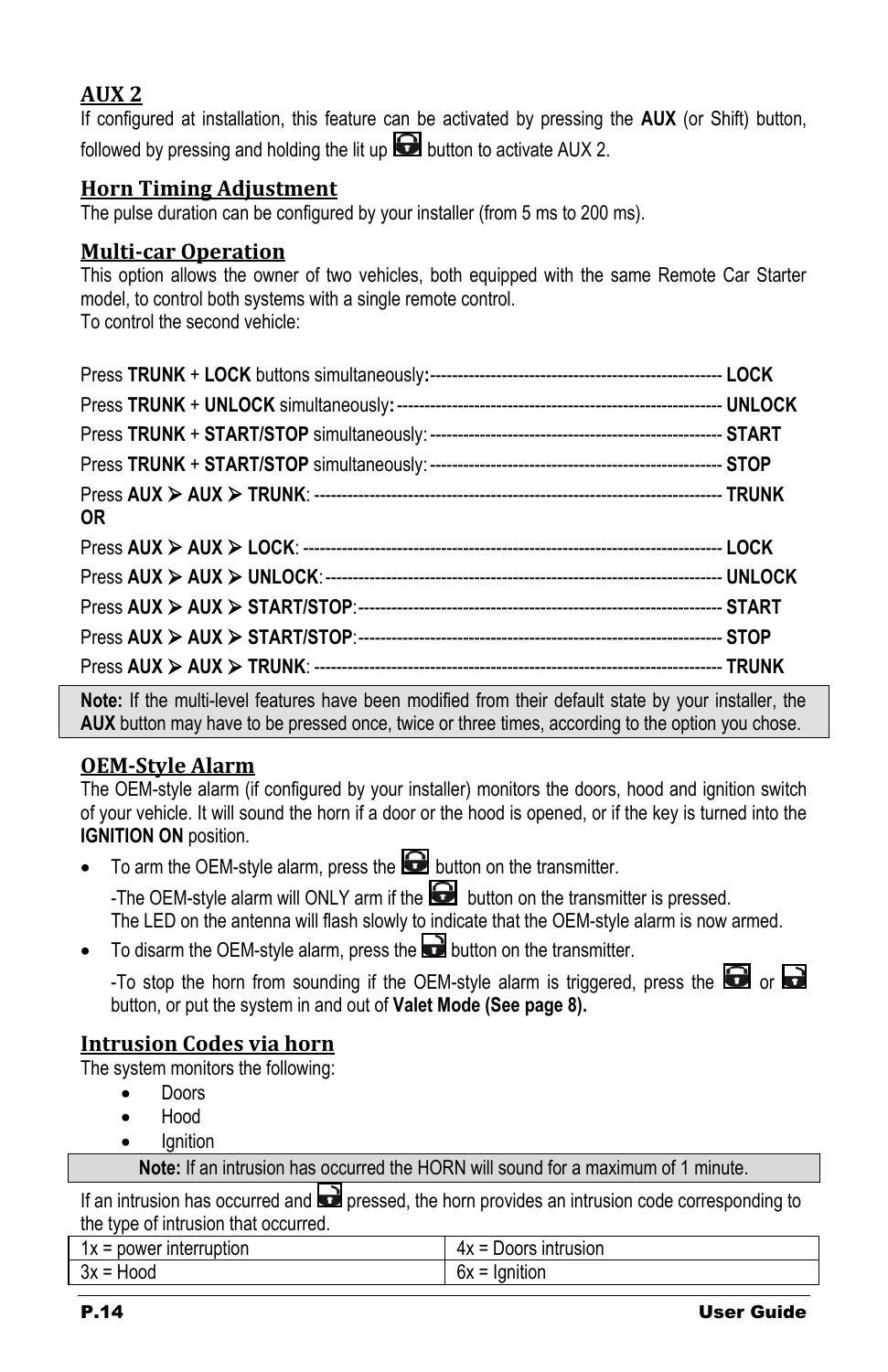### AUX 2

If configured at installation, this feature can be activated by pressing the **AUX** (or Shift) button, followed by pressing and holding the lit up button to activate AUX 2.

### Horn Timing Adjustment

The pulse duration can be configured by your installer (from 5 ms to 200 ms).

### Multi-car Operation

This option allows the owner of two vehicles, both equipped with the same Remote Car Starter model, to control both systems with a single remote control.
To control the second vehicle:

Press **TRUNK** + **LOCK** buttons simultaneously**:**---------------------------------------------------- **LOCK**

Press **TRUNK** + **UNLOCK** simultaneously**:** ---------------------------------------------------------- **UNLOCK**

Press **TRUNK** + **START/STOP** simultaneously: ---------------------------------------------------- **START**

Press **TRUNK** + **START/STOP** simultaneously: ---------------------------------------------------- **STOP**

Press **AUX** ➢ **AUX** ➢ **TRUNK**: ------------------------------------------------------------------------ **TRUNK**

**OR**

Press **AUX** ➢ **AUX** ➢ **LOCK**: -------------------------------------------------------------------------- **LOCK**

Press **AUX** ➢ **AUX** ➢ **UNLOCK**:---------------------------------------------------------------------- **UNLOCK**

Press **AUX** ➢ **AUX** ➢ **START/STOP**:----------------------------------------------------------------- **START**

Press **AUX** ➢ **AUX** ➢ **START/STOP**:----------------------------------------------------------------- **STOP**

Press **AUX** ➢ **AUX** ➢ **TRUNK**: ------------------------------------------------------------------------ **TRUNK**

**Note:** If the multi-level features have been modified from their default state by your installer, the **AUX** button may have to be pressed once, twice or three times, according to the option you chose.

### OEM-Style Alarm

The OEM-style alarm (if configured by your installer) monitors the doors, hood and ignition switch of your vehicle. It will sound the horn if a door or the hood is opened, or if the key is turned into the **IGNITION ON** position.

- To arm the OEM-style alarm, press the button on the transmitter.

  -The OEM-style alarm will ONLY arm if the button on the transmitter is pressed.
  The LED on the antenna will flash slowly to indicate that the OEM-style alarm is now armed.

- To disarm the OEM-style alarm, press the button on the transmitter.

  -To stop the horn from sounding if the OEM-style alarm is triggered, press the or button, or put the system in and out of **Valet Mode (See page 8).**

### Intrusion Codes via horn

The system monitors the following:

- Doors
- Hood
- Ignition

**Note:** If an intrusion has occurred the HORN will sound for a maximum of 1 minute.

If an intrusion has occurred and pressed, the horn provides an intrusion code corresponding to the type of intrusion that occurred.

| | |
|---|---|
| 1x = power interruption | 4x = Doors intrusion |
| 3x = Hood | 6x = Ignition |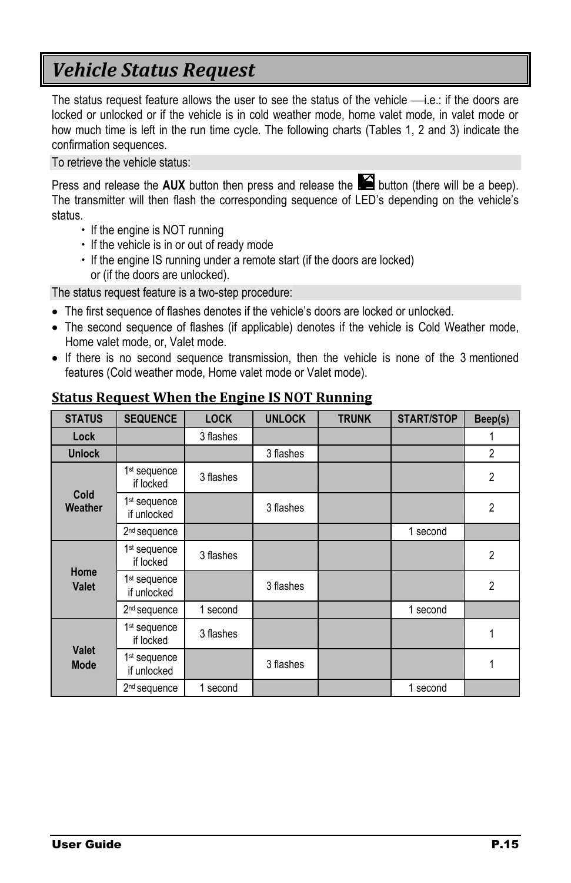# Vehicle Status Request

The status request feature allows the user to see the status of the vehicle —i.e.: if the doors are locked or unlocked or if the vehicle is in cold weather mode, home valet mode, in valet mode or how much time is left in the run time cycle. The following charts (Tables 1, 2 and 3) indicate the confirmation sequences.

To retrieve the vehicle status:

Press and release the **AUX** button then press and release the button (there will be a beep). The transmitter will then flash the corresponding sequence of LED's depending on the vehicle's status.

- If the engine is NOT running
- If the vehicle is in or out of ready mode
- If the engine IS running under a remote start (if the doors are locked) or (if the doors are unlocked).

The status request feature is a two-step procedure:

- The first sequence of flashes denotes if the vehicle's doors are locked or unlocked.
- The second sequence of flashes (if applicable) denotes if the vehicle is Cold Weather mode, Home valet mode, or, Valet mode.
- If there is no second sequence transmission, then the vehicle is none of the 3 mentioned features (Cold weather mode, Home valet mode or Valet mode).

## Status Request When the Engine IS NOT Running

| STATUS | SEQUENCE | LOCK | UNLOCK | TRUNK | START/STOP | Beep(s) |
|---|---|---|---|---|---|---|
| Lock | | 3 flashes | | | | 1 |
| Unlock | | | 3 flashes | | | 2 |
| Cold Weather | 1st sequence if locked | 3 flashes | | | | 2 |
| | 1st sequence if unlocked | | 3 flashes | | | 2 |
| | 2nd sequence | | | | 1 second | |
| Home Valet | 1st sequence if locked | 3 flashes | | | | 2 |
| | 1st sequence if unlocked | | 3 flashes | | | 2 |
| | 2nd sequence | 1 second | | | 1 second | |
| Valet Mode | 1st sequence if locked | 3 flashes | | | | 1 |
| | 1st sequence if unlocked | | 3 flashes | | | 1 |
| | 2nd sequence | 1 second | | | 1 second | |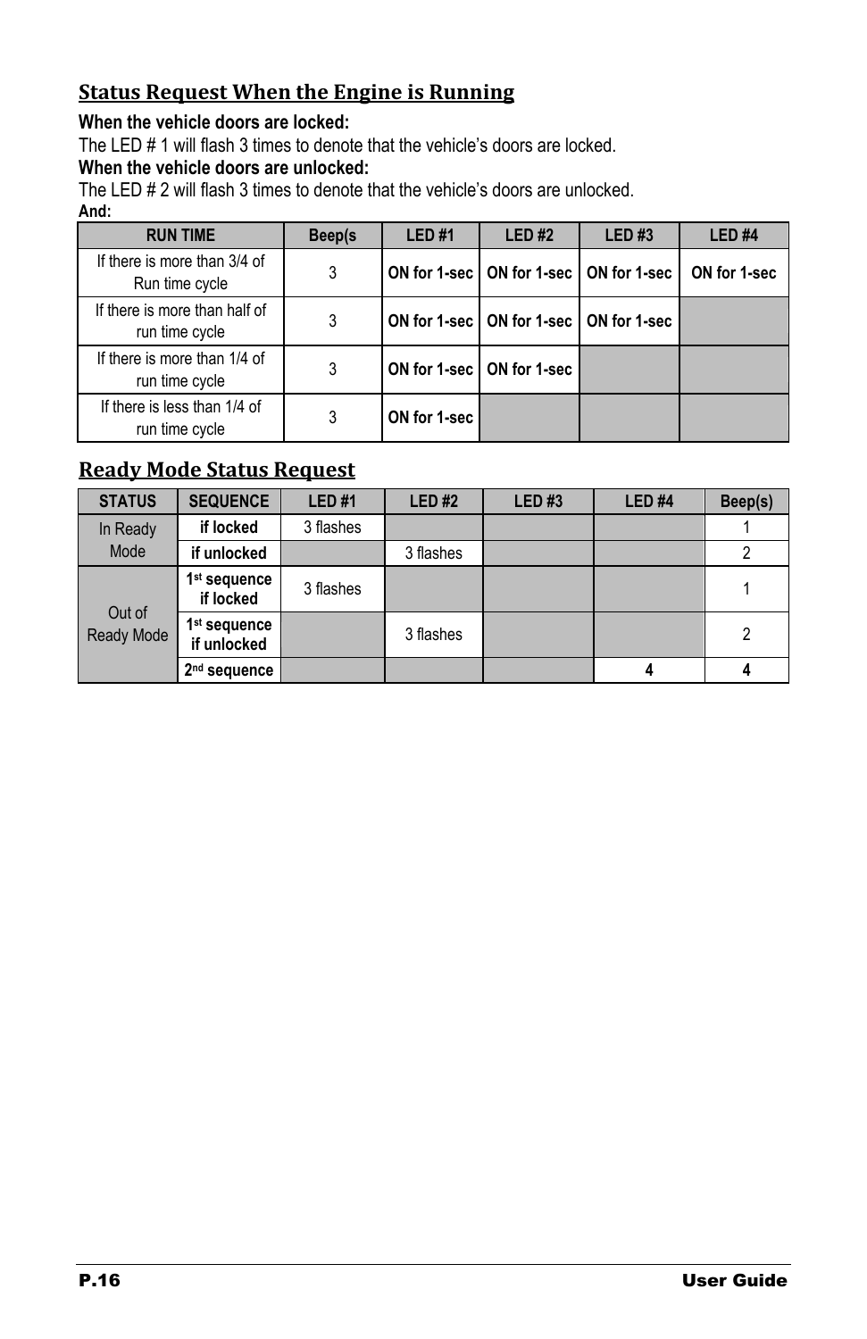## Status Request When the Engine is Running

**When the vehicle doors are locked:**

The LED # 1 will flash 3 times to denote that the vehicle's doors are locked.

**When the vehicle doors are unlocked:**

The LED # 2 will flash 3 times to denote that the vehicle's doors are unlocked.

**And:**

| RUN TIME | Beep(s | LED #1 | LED #2 | LED #3 | LED #4 |
|---|---|---|---|---|---|
| If there is more than 3/4 of Run time cycle | 3 | **ON for 1-sec** | **ON for 1-sec** | **ON for 1-sec** | **ON for 1-sec** |
| If there is more than half of run time cycle | 3 | **ON for 1-sec** | **ON for 1-sec** | **ON for 1-sec** | |
| If there is more than 1/4 of run time cycle | 3 | **ON for 1-sec** | **ON for 1-sec** | | |
| If there is less than 1/4 of run time cycle | 3 | **ON for 1-sec** | | | |

## Ready Mode Status Request

| STATUS | SEQUENCE | LED #1 | LED #2 | LED #3 | LED #4 | Beep(s) |
|---|---|---|---|---|---|---|
| In Ready Mode | **if locked** | 3 flashes | | | | 1 |
| | **if unlocked** | | 3 flashes | | | 2 |
| Out of Ready Mode | **1st sequence if locked** | 3 flashes | | | | 1 |
| | **1st sequence if unlocked** | | 3 flashes | | | 2 |
| | **2nd sequence** | | | | **4** | **4** |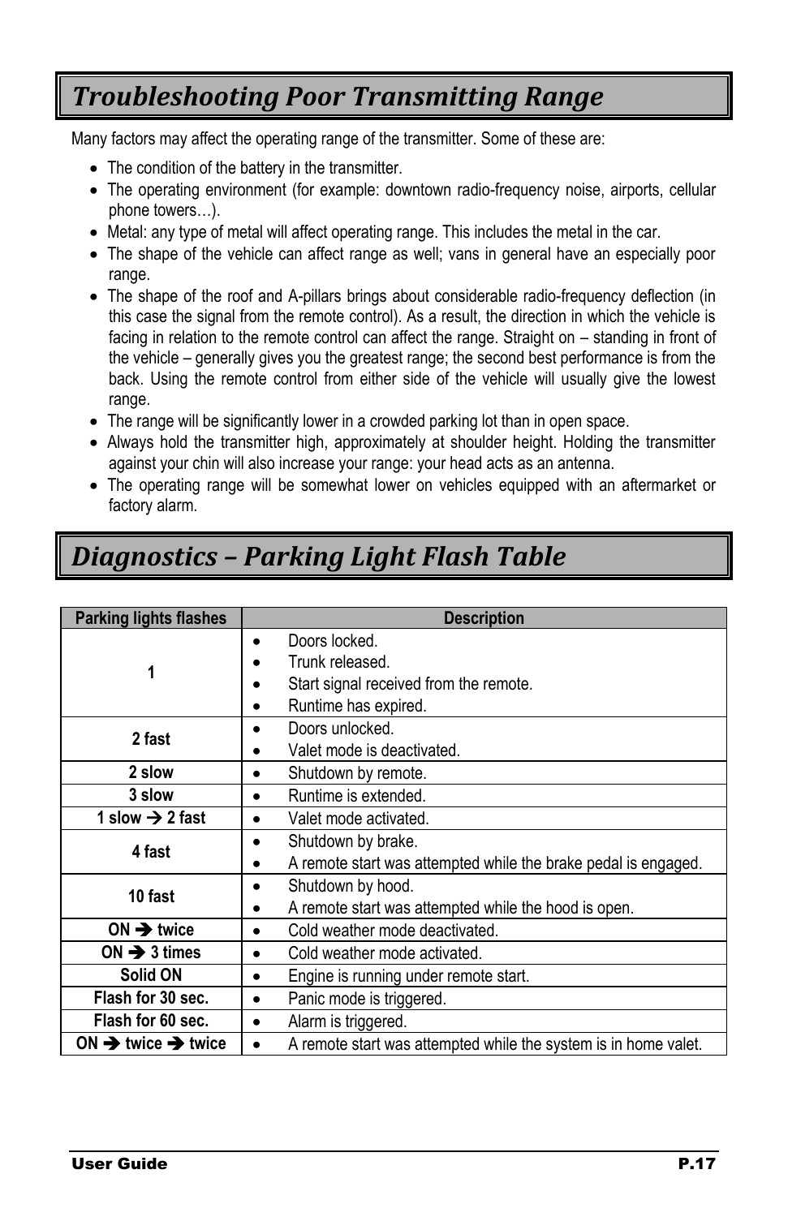## *Troubleshooting Poor Transmitting Range*

Many factors may affect the operating range of the transmitter. Some of these are:

- The condition of the battery in the transmitter.
- The operating environment (for example: downtown radio-frequency noise, airports, cellular phone towers…).
- Metal: any type of metal will affect operating range. This includes the metal in the car.
- The shape of the vehicle can affect range as well; vans in general have an especially poor range.
- The shape of the roof and A-pillars brings about considerable radio-frequency deflection (in this case the signal from the remote control). As a result, the direction in which the vehicle is facing in relation to the remote control can affect the range. Straight on – standing in front of the vehicle – generally gives you the greatest range; the second best performance is from the back. Using the remote control from either side of the vehicle will usually give the lowest range.
- The range will be significantly lower in a crowded parking lot than in open space.
- Always hold the transmitter high, approximately at shoulder height. Holding the transmitter against your chin will also increase your range: your head acts as an antenna.
- The operating range will be somewhat lower on vehicles equipped with an aftermarket or factory alarm.

## *Diagnostics – Parking Light Flash Table*

| Parking lights flashes | Description |
|---|---|
| **1** | • Doors locked.<br>• Trunk released.<br>• Start signal received from the remote.<br>• Runtime has expired. |
| **2 fast** | • Doors unlocked.<br>• Valet mode is deactivated. |
| **2 slow** | • Shutdown by remote. |
| **3 slow** | • Runtime is extended. |
| **1 slow → 2 fast** | • Valet mode activated. |
| **4 fast** | • Shutdown by brake.<br>• A remote start was attempted while the brake pedal is engaged. |
| **10 fast** | • Shutdown by hood.<br>• A remote start was attempted while the hood is open. |
| **ON → twice** | • Cold weather mode deactivated. |
| **ON → 3 times** | • Cold weather mode activated. |
| **Solid ON** | • Engine is running under remote start. |
| **Flash for 30 sec.** | • Panic mode is triggered. |
| **Flash for 60 sec.** | • Alarm is triggered. |
| **ON → twice → twice** | • A remote start was attempted while the system is in home valet. |